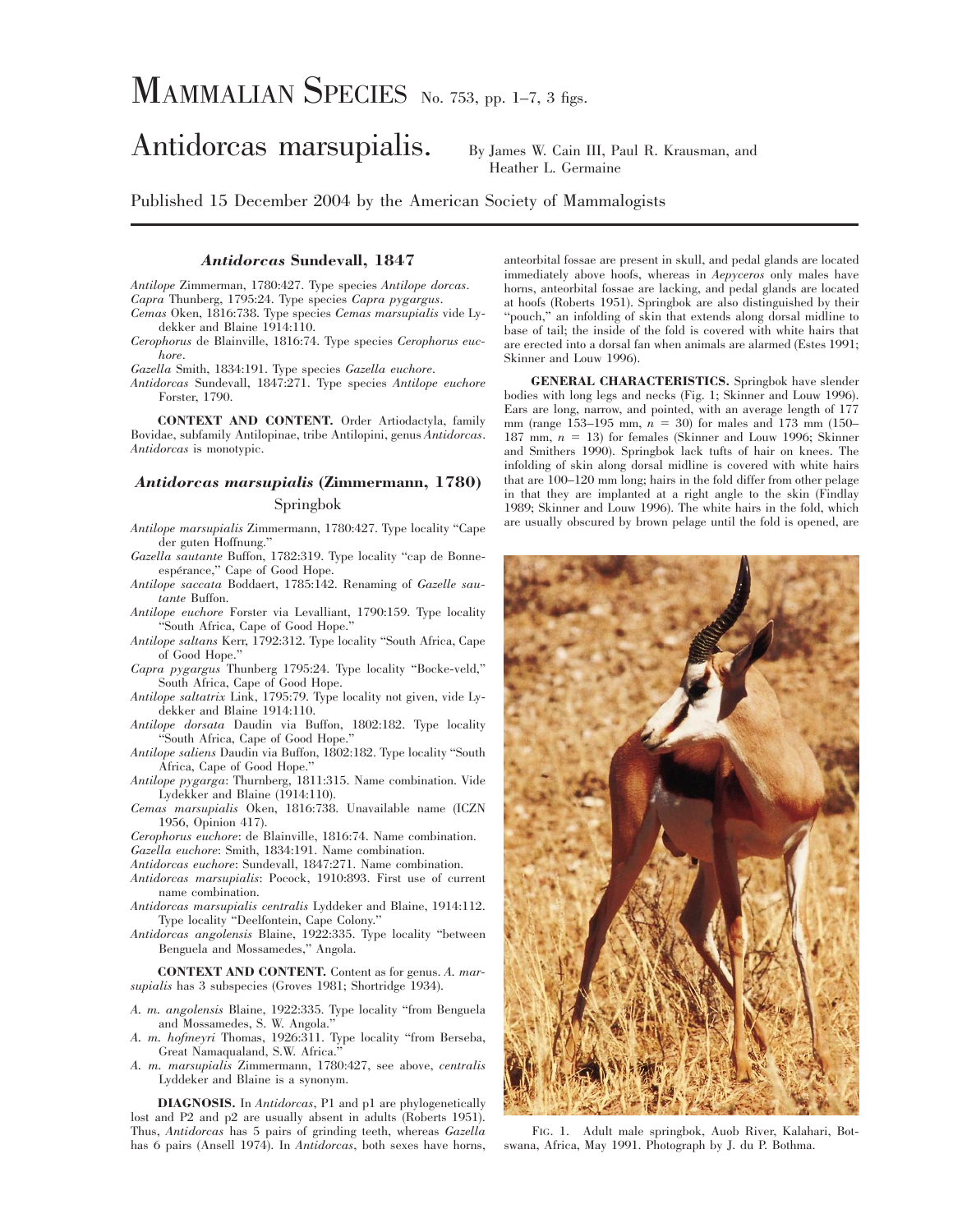# Mammalian Species No. 753, pp. 1–7, 3 figs.

# Antidorcas marsupialis.

By James W. Cain III, Paul R. Krausman, and Heather L. Germaine

Published 15 December 2004 by the American Society of Mammalogists

## *Antidorcas* Sundevall, 1847

*Antilope* Zimmerman, 1780:427. Type species *Antilope dorcas*.
*Capra* Thunberg, 1795:24. Type species *Capra pygargus*.
*Cemas* Oken, 1816:738. Type species *Cemas marsupialis* vide Lydekker and Blaine 1914:110.
*Cerophorus* de Blainville, 1816:74. Type species *Cerophorus euchore*.
*Gazella* Smith, 1834:191. Type species *Gazella euchore*.
*Antidorcas* Sundevall, 1847:271. Type species *Antilope euchore* Forster, 1790.

**CONTEXT AND CONTENT.** Order Artiodactyla, family Bovidae, subfamily Antilopinae, tribe Antilopini, genus *Antidorcas*. *Antidorcas* is monotypic.

## *Antidorcas marsupialis* (Zimmermann, 1780)

### Springbok

*Antilope marsupialis* Zimmermann, 1780:427. Type locality "Cape der guten Hoffnung."
*Gazella sautante* Buffon, 1782:319. Type locality "cap de Bonne-espérance," Cape of Good Hope.
*Antilope saccata* Boddaert, 1785:142. Renaming of *Gazelle sautante* Buffon.
*Antilope euchore* Forster via Levalliant, 1790:159. Type locality "South Africa, Cape of Good Hope."
*Antilope saltans* Kerr, 1792:312. Type locality "South Africa, Cape of Good Hope."
*Capra pygargus* Thunberg 1795:24. Type locality "Bocke-veld," South Africa, Cape of Good Hope.
*Antilope saltatrix* Link, 1795:79. Type locality not given, vide Lydekker and Blaine 1914:110.
*Antilope dorsata* Daudin via Buffon, 1802:182. Type locality "South Africa, Cape of Good Hope."
*Antilope saliens* Daudin via Buffon, 1802:182. Type locality "South Africa, Cape of Good Hope."
*Antilope pygarga*: Thurnberg, 1811:315. Name combination. Vide Lydekker and Blaine (1914:110).
*Cemas marsupialis* Oken, 1816:738. Unavailable name (ICZN 1956, Opinion 417).
*Cerophorus euchore*: de Blainville, 1816:74. Name combination.
*Gazella euchore*: Smith, 1834:191. Name combination.
*Antidorcas euchore*: Sundevall, 1847:271. Name combination.
*Antidorcas marsupialis*: Pocock, 1910:893. First use of current name combination.
*Antidorcas marsupialis centralis* Lyddeker and Blaine, 1914:112. Type locality "Deelfontein, Cape Colony."
*Antidorcas angolensis* Blaine, 1922:335. Type locality "between Benguela and Mossamedes," Angola.

**CONTEXT AND CONTENT.** Content as for genus. *A. marsupialis* has 3 subspecies (Groves 1981; Shortridge 1934).

*A. m. angolensis* Blaine, 1922:335. Type locality "from Benguela and Mossamedes, S. W. Angola."
*A. m. hofmeyri* Thomas, 1926:311. Type locality "from Berseba, Great Namaqualand, S.W. Africa."
*A. m. marsupialis* Zimmermann, 1780:427, see above, *centralis* Lyddeker and Blaine is a synonym.

**DIAGNOSIS.** In *Antidorcas*, P1 and p1 are phylogenetically lost and P2 and p2 are usually absent in adults (Roberts 1951). Thus, *Antidorcas* has 5 pairs of grinding teeth, whereas *Gazella* has 6 pairs (Ansell 1974). In *Antidorcas*, both sexes have horns, anteorbital fossae are present in skull, and pedal glands are located immediately above hoofs, whereas in *Aepyceros* only males have horns, anteorbital fossae are lacking, and pedal glands are located at hoofs (Roberts 1951). Springbok are also distinguished by their "pouch," an infolding of skin that extends along dorsal midline to base of tail; the inside of the fold is covered with white hairs that are erected into a dorsal fan when animals are alarmed (Estes 1991; Skinner and Louw 1996).

**GENERAL CHARACTERISTICS.** Springbok have slender bodies with long legs and necks (Fig. 1; Skinner and Louw 1996). Ears are long, narrow, and pointed, with an average length of 177 mm (range 153–195 mm, $n = 30$) for males and 173 mm (150–187 mm, $n = 13$) for females (Skinner and Louw 1996; Skinner and Smithers 1990). Springbok lack tufts of hair on knees. The infolding of skin along dorsal midline is covered with white hairs that are 100–120 mm long; hairs in the fold differ from other pelage in that they are implanted at a right angle to the skin (Findlay 1989; Skinner and Louw 1996). The white hairs in the fold, which are usually obscured by brown pelage until the fold is opened, are

FIG. 1. Adult male springbok, Auob River, Kalahari, Botswana, Africa, May 1991. Photograph by J. du P. Bothma.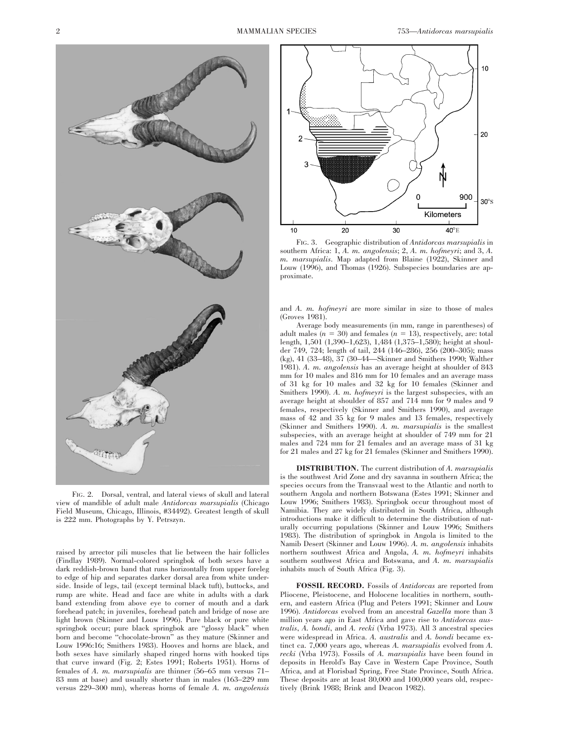FIG. 2. Dorsal, ventral, and lateral views of skull and lateral view of mandible of adult male *Antidorcas marsupialis* (Chicago Field Museum, Chicago, Illinois, #34492). Greatest length of skull is 222 mm. Photographs by Y. Petrszyn.

raised by arrector pili muscles that lie between the hair follicles (Findlay 1989). Normal-colored springbok of both sexes have a dark reddish-brown band that runs horizontally from upper foreleg to edge of hip and separates darker dorsal area from white underside. Inside of legs, tail (except terminal black tuft), buttocks, and rump are white. Head and face are white in adults with a dark band extending from above eye to corner of mouth and a dark forehead patch; in juveniles, forehead patch and bridge of nose are light brown (Skinner and Louw 1996). Pure black or pure white springbok occur; pure black springbok are "glossy black" when born and become "chocolate-brown" as they mature (Skinner and Louw 1996:16; Smithers 1983). Hooves and horns are black, and both sexes have similarly shaped ringed horns with hooked tips that curve inward (Fig. 2; Estes 1991; Roberts 1951). Horns of females of *A. m. marsupialis* are thinner (56–65 mm versus 71–83 mm at base) and usually shorter than in males (163–229 mm versus 229–300 mm), whereas horns of female *A. m. angolensis* and *A. m. hofmeyri* are more similar in size to those of males (Groves 1981).

FIG. 3. Geographic distribution of *Antidorcas marsupialis* in southern Africa: 1, *A. m. angolensis*; 2, *A. m. hofmeyri*; and 3, *A. m. marsupialis*. Map adapted from Blaine (1922), Skinner and Louw (1996), and Thomas (1926). Subspecies boundaries are approximate.

Average body measurements (in mm, range in parentheses) of adult males ($n$ = 30) and females ($n$ = 13), respectively, are: total length, 1,501 (1,390–1,623), 1,484 (1,375–1,580); height at shoulder 749, 724; length of tail, 244 (146–286), 256 (200–305); mass (kg), 41 (33–48), 37 (30–44—Skinner and Smithers 1990; Walther 1981). *A. m. angolensis* has an average height at shoulder of 843 mm for 10 males and 816 mm for 10 females and an average mass of 31 kg for 10 males and 32 kg for 10 females (Skinner and Smithers 1990). *A. m. hofmeyri* is the largest subspecies, with an average height at shoulder of 857 and 714 mm for 9 males and 9 females, respectively (Skinner and Smithers 1990), and average mass of 42 and 35 kg for 9 males and 13 females, respectively (Skinner and Smithers 1990). *A. m. marsupialis* is the smallest subspecies, with an average height at shoulder of 749 mm for 21 males and 724 mm for 21 females and an average mass of 31 kg for 21 males and 27 kg for 21 females (Skinner and Smithers 1990).

**DISTRIBUTION.** The current distribution of *A. marsupialis* is the southwest Arid Zone and dry savanna in southern Africa; the species occurs from the Transvaal west to the Atlantic and north to southern Angola and northern Botswana (Estes 1991; Skinner and Louw 1996; Smithers 1983). Springbok occur throughout most of Namibia. They are widely distributed in South Africa, although introductions make it difficult to determine the distribution of naturally occurring populations (Skinner and Louw 1996; Smithers 1983). The distribution of springbok in Angola is limited to the Namib Desert (Skinner and Louw 1996). *A. m. angolensis* inhabits northern southwest Africa and Angola, *A. m. hofmeyri* inhabits southern southwest Africa and Botswana, and *A. m. marsupialis* inhabits much of South Africa (Fig. 3).

**FOSSIL RECORD.** Fossils of *Antidorcas* are reported from Pliocene, Pleistocene, and Holocene localities in northern, southern, and eastern Africa (Plug and Peters 1991; Skinner and Louw 1996). *Antidorcas* evolved from an ancestral *Gazella* more than 3 million years ago in East Africa and gave rise to *Antidorcas australis*, *A. bondi*, and *A. recki* (Vrba 1973). All 3 ancestral species were widespread in Africa. *A. australis* and *A. bondi* became extinct ca. 7,000 years ago, whereas *A. marsupialis* evolved from *A. recki* (Vrba 1973). Fossils of *A. marsupialis* have been found in deposits in Herold's Bay Cave in Western Cape Province, South Africa, and at Florisbad Spring, Free State Province, South Africa. These deposits are at least 80,000 and 100,000 years old, respectively (Brink 1988; Brink and Deacon 1982).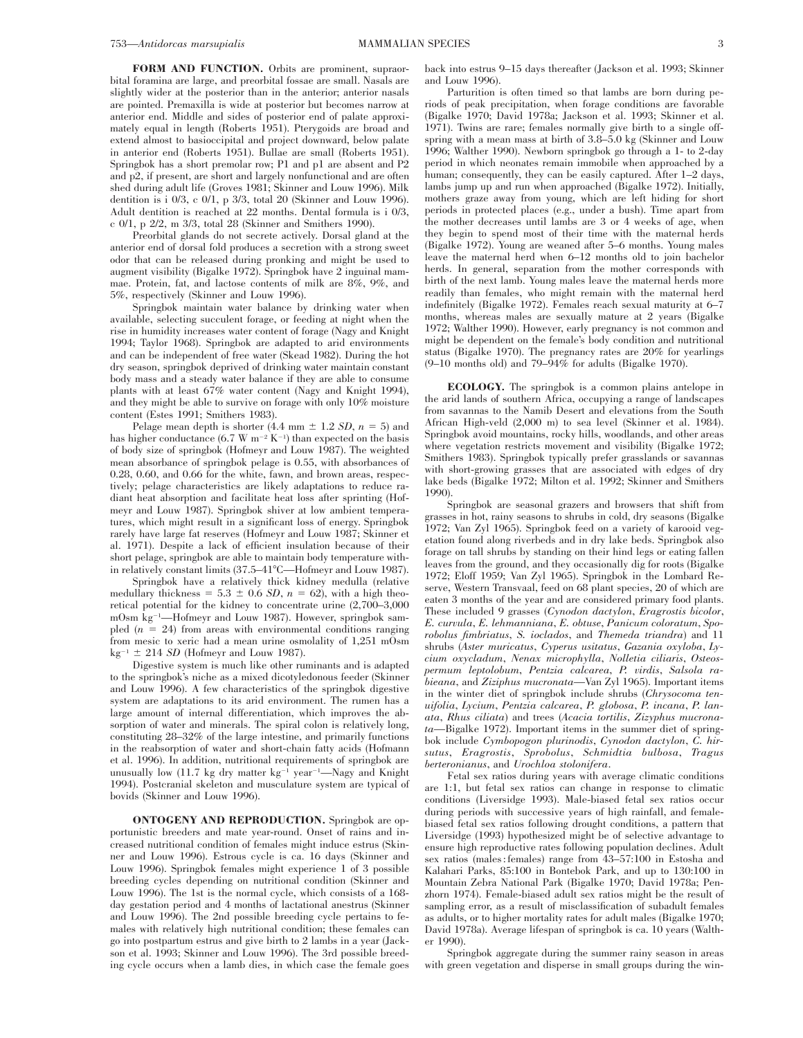**FORM AND FUNCTION.** Orbits are prominent, supraorbital foramina are large, and preorbital fossae are small. Nasals are slightly wider at the posterior than in the anterior; anterior nasals are pointed. Premaxilla is wide at posterior but becomes narrow at anterior end. Middle and sides of posterior end of palate approximately equal in length (Roberts 1951). Pterygoids are broad and extend almost to basioccipital and project downward, below palate in anterior end (Roberts 1951). Bullae are small (Roberts 1951). Springbok has a short premolar row; P1 and p1 are absent and P2 and p2, if present, are short and largely nonfunctional and are often shed during adult life (Groves 1981; Skinner and Louw 1996). Milk dentition is i 0/3, c 0/1, p 3/3, total 20 (Skinner and Louw 1996). Adult dentition is reached at 22 months. Dental formula is i 0/3, c 0/1, p 2/2, m 3/3, total 28 (Skinner and Smithers 1990).

Preorbital glands do not secrete actively. Dorsal gland at the anterior end of dorsal fold produces a secretion with a strong sweet odor that can be released during pronking and might be used to augment visibility (Bigalke 1972). Springbok have 2 inguinal mammae. Protein, fat, and lactose contents of milk are 8%, 9%, and 5%, respectively (Skinner and Louw 1996).

Springbok maintain water balance by drinking water when available, selecting succulent forage, or feeding at night when the rise in humidity increases water content of forage (Nagy and Knight 1994; Taylor 1968). Springbok are adapted to arid environments and can be independent of free water (Skead 1982). During the hot dry season, springbok deprived of drinking water maintain constant body mass and a steady water balance if they are able to consume plants with at least 67% water content (Nagy and Knight 1994), and they might be able to survive on forage with only 10% moisture content (Estes 1991; Smithers 1983).

Pelage mean depth is shorter (4.4 mm ± 1.2 *SD*, $n = 5$) and has higher conductance (6.7 W $m^{-2}$ $K^{-1}$) than expected on the basis of body size of springbok (Hofmeyr and Louw 1987). The weighted mean absorbance of springbok pelage is 0.55, with absorbances of 0.28, 0.60, and 0.66 for the white, fawn, and brown areas, respectively; pelage characteristics are likely adaptations to reduce radiant heat absorption and facilitate heat loss after sprinting (Hofmeyr and Louw 1987). Springbok shiver at low ambient temperatures, which might result in a significant loss of energy. Springbok rarely have large fat reserves (Hofmeyr and Louw 1987; Skinner et al. 1971). Despite a lack of efficient insulation because of their short pelage, springbok are able to maintain body temperature within relatively constant limits (37.5–41°C—Hofmeyr and Louw 1987).

Springbok have a relatively thick kidney medulla (relative medullary thickness = 5.3 ± 0.6 *SD*, $n = 62$), with a high theoretical potential for the kidney to concentrate urine (2,700–3,000 mOsm $kg^{-1}$—Hofmeyr and Louw 1987). However, springbok sampled ($n = 24$) from areas with environmental conditions ranging from mesic to xeric had a mean urine osmolality of 1,251 mOsm $kg^{-1}$ ± 214 *SD* (Hofmeyr and Louw 1987).

Digestive system is much like other ruminants and is adapted to the springbok's niche as a mixed dicotyledonous feeder (Skinner and Louw 1996). A few characteristics of the springbok digestive system are adaptations to its arid environment. The rumen has a large amount of internal differentiation, which improves the absorption of water and minerals. The spiral colon is relatively long, constituting 28–32% of the large intestine, and primarily functions in the reabsorption of water and short-chain fatty acids (Hofmann et al. 1996). In addition, nutritional requirements of springbok are unusually low (11.7 kg dry matter $kg^{-1}$ $year^{-1}$—Nagy and Knight 1994). Postcranial skeleton and musculature system are typical of bovids (Skinner and Louw 1996).

**ONTOGENY AND REPRODUCTION.** Springbok are opportunistic breeders and mate year-round. Onset of rains and increased nutritional condition of females might induce estrus (Skinner and Louw 1996). Estrous cycle is ca. 16 days (Skinner and Louw 1996). Springbok females might experience 1 of 3 possible breeding cycles depending on nutritional condition (Skinner and Louw 1996). The 1st is the normal cycle, which consists of a 168-day gestation period and 4 months of lactational anestrus (Skinner and Louw 1996). The 2nd possible breeding cycle pertains to females with relatively high nutritional condition; these females can go into postpartum estrus and give birth to 2 lambs in a year (Jackson et al. 1993; Skinner and Louw 1996). The 3rd possible breeding cycle occurs when a lamb dies, in which case the female goes back into estrus 9–15 days thereafter (Jackson et al. 1993; Skinner and Louw 1996).

Parturition is often timed so that lambs are born during periods of peak precipitation, when forage conditions are favorable (Bigalke 1970; David 1978a; Jackson et al. 1993; Skinner et al. 1971). Twins are rare; females normally give birth to a single offspring with a mean mass at birth of 3.8–5.0 kg (Skinner and Louw 1996; Walther 1990). Newborn springbok go through a 1- to 2-day period in which neonates remain immobile when approached by a human; consequently, they can be easily captured. After 1–2 days, lambs jump up and run when approached (Bigalke 1972). Initially, mothers graze away from young, which are left hiding for short periods in protected places (e.g., under a bush). Time apart from the mother decreases until lambs are 3 or 4 weeks of age, when they begin to spend most of their time with the maternal herds (Bigalke 1972). Young are weaned after 5–6 months. Young males leave the maternal herd when 6–12 months old to join bachelor herds. In general, separation from the mother corresponds with birth of the next lamb. Young males leave the maternal herds more readily than females, who might remain with the maternal herd indefinitely (Bigalke 1972). Females reach sexual maturity at 6–7 months, whereas males are sexually mature at 2 years (Bigalke 1972; Walther 1990). However, early pregnancy is not common and might be dependent on the female's body condition and nutritional status (Bigalke 1970). The pregnancy rates are 20% for yearlings (9–10 months old) and 79–94% for adults (Bigalke 1970).

**ECOLOGY.** The springbok is a common plains antelope in the arid lands of southern Africa, occupying a range of landscapes from savannas to the Namib Desert and elevations from the South African High-veld (2,000 m) to sea level (Skinner et al. 1984). Springbok avoid mountains, rocky hills, woodlands, and other areas where vegetation restricts movement and visibility (Bigalke 1972; Smithers 1983). Springbok typically prefer grasslands or savannas with short-growing grasses that are associated with edges of dry lake beds (Bigalke 1972; Milton et al. 1992; Skinner and Smithers 1990).

Springbok are seasonal grazers and browsers that shift from grasses in hot, rainy seasons to shrubs in cold, dry seasons (Bigalke 1972; Van Zyl 1965). Springbok feed on a variety of karooid vegetation found along riverbeds and in dry lake beds. Springbok also forage on tall shrubs by standing on their hind legs or eating fallen leaves from the ground, and they occasionally dig for roots (Bigalke 1972; Eloff 1959; Van Zyl 1965). Springbok in the Lombard Reserve, Western Transvaal, feed on 68 plant species, 20 of which are eaten 3 months of the year and are considered primary food plants. These included 9 grasses (*Cynodon dactylon*, *Eragrostis bicolor*, *E. curvula*, *E. lehmanniana*, *E. obtuse*, *Panicum coloratum*, *Sporobolus fimbriatus*, *S. iocIados*, and *Themeda triandra*) and 11 shrubs (*Aster muricatus*, *Cyperus usitatus*, *Gazania oxyloba*, *Lycium oxycladum*, *Nenax microphylla*, *Nolletia ciliaris*, *Osteospermum leptolobum*, *Pentzia calcarea*, *P. virdis*, *Salsola rabieana*, and *Ziziphus mucronata*—Van Zyl 1965). Important items in the winter diet of springbok include shrubs (*Chrysocoma tenuifolia*, *Lycium*, *Pentzia calcarea*, *P. globosa*, *P. incana*, *P. lanata*, *Rhus ciliata*) and trees (*Acacia tortilis*, *Zizyphus mucronata*—Bigalke 1972). Important items in the summer diet of springbok include *Cymbopogon plurinodis*, *Cynodon dactylon*, *C. hirsutus*, *Eragrostis*, *Sprobolus*, *Schmidtia bulbosa*, *Tragus berteronianus*, and *Urochloa stolonifera*.

Fetal sex ratios during years with average climatic conditions are 1:1, but fetal sex ratios can change in response to climatic conditions (Liversidge 1993). Male-biased fetal sex ratios occur during periods with successive years of high rainfall, and female-biased fetal sex ratios following drought conditions, a pattern that Liversidge (1993) hypothesized might be of selective advantage to ensure high reproductive rates following population declines. Adult sex ratios (males:females) range from 43–57:100 in Estosha and Kalahari Parks, 85:100 in Bontebok Park, and up to 130:100 in Mountain Zebra National Park (Bigalke 1970; David 1978a; Penzhorn 1974). Female-biased adult sex ratios might be the result of sampling error, as a result of misclassification of subadult females as adults, or to higher mortality rates for adult males (Bigalke 1970; David 1978a). Average lifespan of springbok is ca. 10 years (Walther 1990).

Springbok aggregate during the summer rainy season in areas with green vegetation and disperse in small groups during the win-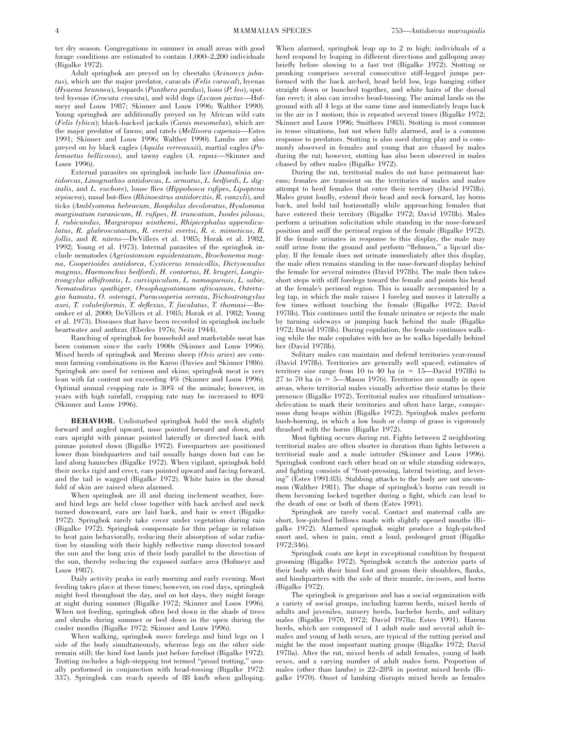ter dry season. Congregations in summer in small areas with good forage conditions are estimated to contain 1,000–2,200 individuals (Bigalke 1972).

Adult springbok are preyed on by cheetahs (*Acinonyx jubatus*), which are the major predator, caracals (*Felis caracal*), hyenas (*Hyaena brunnea*), leopards (*Panthera pardus*), lions (*P. leo*), spotted hyenas (*Crocuta crocuta*), and wild dogs (*Lycaon pictus*—Hofmeyr and Louw 1987; Skinner and Louw 1996; Walther 1990). Young springbok are additionally preyed on by African wild cats (*Felis lybica*); black-backed jackals (*Canis mesomelas*), which are the major predator of fawns; and ratels (*Mellivora capensis*—Estes 1991; Skinner and Louw 1996; Walther 1990). Lambs are also preyed on by black eagles (*Aquila verreauxii*), martial eagles (*Polemaetus bellicosus*), and tawny eagles (*A. rapax*—Skinner and Louw 1996).

External parasites on springbok include lice (*Damalinia antidorcas*, *Linognathus antidorcas*, *L. armatus*, *L. bedfordi*, *L. digitalis*, and *L. euchore*), louse flies (*Hippobosca rufipes*, *Lipoptena sepiacea*), nasal bot-flies (*Rhinoestrus antidorcitis*, *R. vanzyli*), and ticks (*Amblyomma hebraeum*, *Boophilus decoloratus*, *Hyalomma marginatum turanicum*, *H. rufipes*, *H. truncatum*, *Ixodes pilosus*, *I. rubicundus*, *Margaropus winthemi*, *Rhipicephalus appendiculatus*, *R. glabroscutatum*, *R. evertsi evertsi*, *R. e. mimeticus*, *R. follis*, and *R. nitens*—DeVillers et al. 1985; Horak et al. 1982, 1992; Young et al. 1973). Internal parasites of the springbok include nematodes (*Agriostomum equidentatum*, *Brochonema magna*, *Cooperioides antidorca*, *Cysticerus tenuicollis*, *Dictyocaulus magnus*, *Haemonchus bedfordi*, *H. contortus*, *H. krugeri*, *Longistrongylus albifrontis*, *L. curvispiculum*, *L. namaquensis*, *L. sabie*, *Nematodirus spathiger*, *Oesophagostomum africanum*, *Ostertagia hamata*, *O. osteragi*, *Paracooperia serrata*, *Trichostrongylus axei*, *T. colubriformis*, *T. deflexus*, *T. faculatus*, *T. thomasi*—Boomker et al. 2000; DeVillers et al. 1985; Horak et al. 1982; Young et al. 1973). Diseases that have been recorded in springbok include heartwater and anthrax (Ebedes 1976; Neitz 1944).

Ranching of springbok for household and marketable meat has been common since the early 1900s (Skinner and Louw 1996). Mixed herds of springbok and Merino sheep (*Ovis aries*) are common farming combinations in the Karoo (Davies and Skinner 1986). Springbok are used for venison and skins; springbok meat is very lean with fat content not exceeding 4% (Skinner and Louw 1996). Optimal annual cropping rate is 30% of the animals; however, in years with high rainfall, cropping rate may be increased to 40% (Skinner and Louw 1996).

**BEHAVIOR.** Undisturbed springbok hold the neck slightly forward and angled upward, nose pointed forward and down, and ears upright with pinnae pointed laterally or directed back with pinnae pointed down (Bigalke 1972). Forequarters are positioned lower than hindquarters and tail usually hangs down but can be laid along haunches (Bigalke 1972). When vigilant, springbok hold their necks rigid and erect, ears pointed upward and facing forward, and the tail is wagged (Bigalke 1972). White hairs in the dorsal fold of skin are raised when alarmed.

When springbok are ill and during inclement weather, fore- and hind legs are held close together with back arched and neck turned downward, ears are laid back, and hair is erect (Bigalke 1972). Springbok rarely take cover under vegetation during rain (Bigalke 1972). Springbok compensate for thin pelage in relation to heat gain behaviorally, reducing their absorption of solar radiation by standing with their highly reflective rump directed toward the sun and the long axis of their body parallel to the direction of the sun, thereby reducing the exposed surface area (Hofmeyr and Louw 1987).

Daily activity peaks in early morning and early evening. Most feeding takes place at these times; however, on cool days, springbok might feed throughout the day, and on hot days, they might forage at night during summer (Bigalke 1972; Skinner and Louw 1996). When not feeding, springbok often bed down in the shade of trees and shrubs during summer or bed down in the open during the cooler months (Bigalke 1972; Skinner and Louw 1996).

When walking, springbok move forelegs and hind legs on 1 side of the body simultaneously, whereas legs on the other side remain still; the hind foot lands just before forefoot (Bigalke 1972). Trotting includes a high-stepping trot termed "proud trotting," usually performed in conjunction with head-tossing (Bigalke 1972: 337). Springbok can reach speeds of 88 km/h when galloping. When alarmed, springbok leap up to 2 m high; individuals of a herd respond by leaping in different directions and galloping away briefly before slowing to a fast trot (Bigalke 1972). Stotting or pronking comprises several consecutive stiff-legged jumps performed with the back arched, head held low, legs hanging either straight down or bunched together, and white hairs of the dorsal fan erect; it also can involve head-tossing. The animal lands on the ground with all 4 legs at the same time and immediately leaps back in the air in 1 motion; this is repeated several times (Bigalke 1972; Skinner and Louw 1996; Smithers 1983). Stotting is most common in tense situations, but not when fully alarmed, and is a common response to predators. Stotting is also used during play and is commonly observed in females and young that are chased by males during the rut; however, stotting has also been observed in males chased by other males (Bigalke 1972).

During the rut, territorial males do not have permanent harems; females are transient on the territories of males and males attempt to herd females that enter their territory (David 1978b). Males grunt loudly, extend their head and neck forward, lay horns back, and hold tail horizontally while approaching females that have entered their territory (Bigalke 1972; David 1978b). Males perform a urination solicitation while standing in the nose-forward position and sniff the perineal region of the female (Bigalke 1972). If the female urinates in response to this display, the male may sniff urine from the ground and perform "flehmen," a lipcurl display. If the female does not urinate immediately after this display, the male often remains standing in the nose-forward display behind the female for several minutes (David 1978b). The male then takes short steps with stiff forelegs toward the female and points his head at the female's perineal region. This is usually accompanied by a leg tap, in which the male raises 1 foreleg and moves it laterally a few times without touching the female (Bigalke 1972; David 1978b). This continues until the female urinates or rejects the male by turning sideways or jumping back behind the male (Bigalke 1972; David 1978b). During copulation, the female continues walking while the male copulates with her as he walks bipedally behind her (David 1978b).

Solitary males can maintain and defend territories year-round (David 1978b). Territories are generally well spaced; estimates of territory size range from 10 to 40 ha ($n$ = 15—David 1978b) to 27 to 70 ha ($n$ = 5—Mason 1976). Territories are usually in open areas, where territorial males visually advertise their status by their presence (Bigalke 1972). Territorial males use ritualized urination–defecation to mark their territories and often have large, conspicuous dung heaps within (Bigalke 1972). Springbok males perform bush-horning, in which a low bush or clump of grass is vigorously thrashed with the horns (Bigalke 1972).

Most fighting occurs during rut. Fights between 2 neighboring territorial males are often shorter in duration than fights between a territorial male and a male intruder (Skinner and Louw 1996). Springbok confront each other head on or while standing sideways, and fighting consists of "front-pressing, lateral twisting, and levering" (Estes 1991:83). Stabbing attacks to the body are not uncommon (Walther 1981). The shape of springbok's horns can result in them becoming locked together during a fight, which can lead to the death of one or both of them (Estes 1991).

Springbok are rarely vocal. Contact and maternal calls are short, low-pitched bellows made with slightly opened mouths (Bigalke 1972). Alarmed springbok might produce a high-pitched snort and, when in pain, emit a loud, prolonged grunt (Bigalke 1972:346).

Springbok coats are kept in exceptional condition by frequent grooming (Bigalke 1972). Springbok scratch the anterior parts of their body with their hind foot and groom their shoulders, flanks, and hindquarters with the side of their muzzle, incisors, and horns (Bigalke 1972).

The springbok is gregarious and has a social organization with a variety of social groups, including harem herds, mixed herds of adults and juveniles, nursery herds, bachelor herds, and solitary males (Bigalke 1970, 1972; David 1978a; Estes 1991). Harem herds, which are composed of 1 adult male and several adult females and young of both sexes, are typical of the rutting period and might be the most important mating groups (Bigalke 1972; David 1978a). After the rut, mixed herds of adult females, young of both sexes, and a varying number of adult males form. Proportion of males (other than lambs) is 22–28% in postrut mixed herds (Bigalke 1970). Onset of lambing disrupts mixed herds as females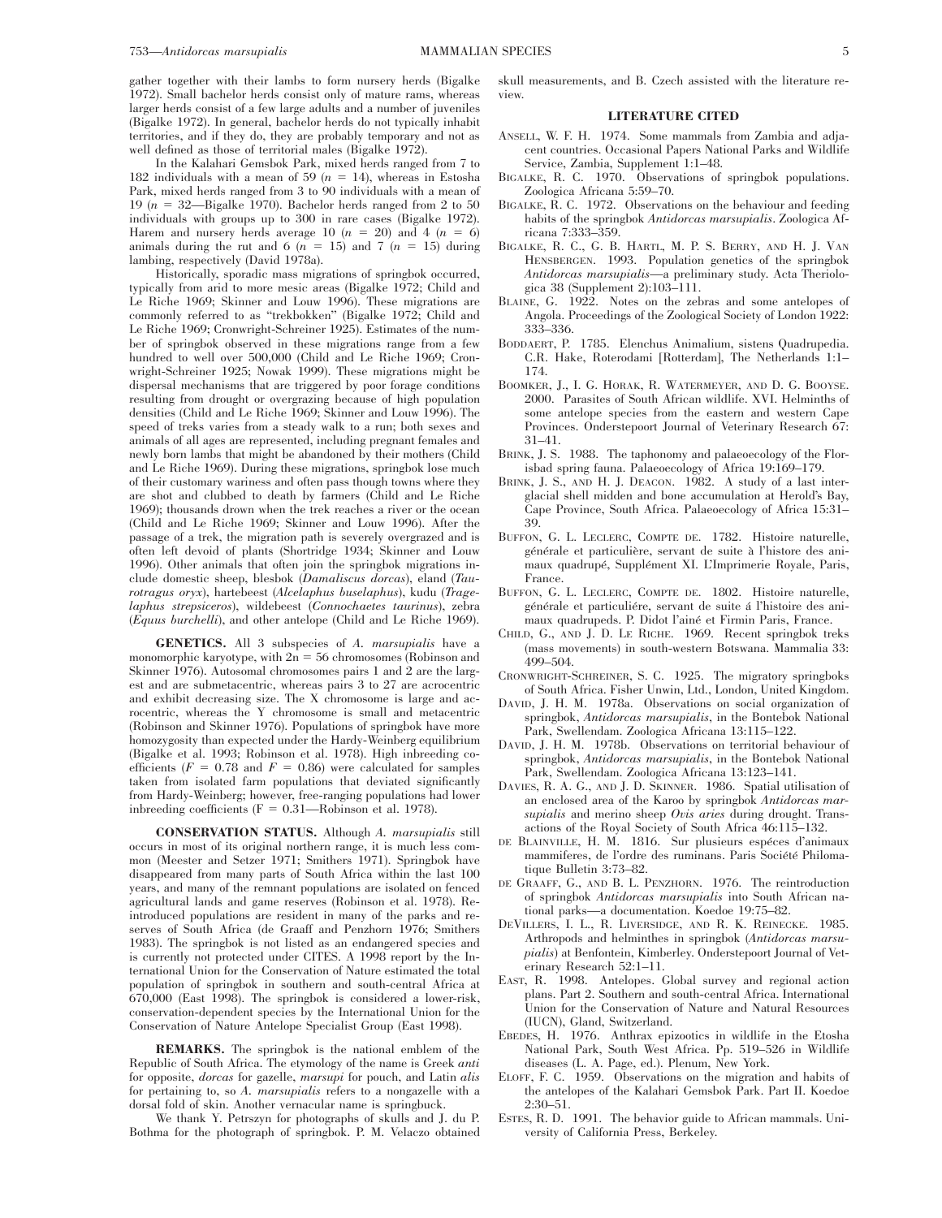gather together with their lambs to form nursery herds (Bigalke 1972). Small bachelor herds consist only of mature rams, whereas larger herds consist of a few large adults and a number of juveniles (Bigalke 1972). In general, bachelor herds do not typically inhabit territories, and if they do, they are probably temporary and not as well defined as those of territorial males (Bigalke 1972).

In the Kalahari Gemsbok Park, mixed herds ranged from 7 to 182 individuals with a mean of 59 ($n$ = 14), whereas in Estosha Park, mixed herds ranged from 3 to 90 individuals with a mean of 19 ($n$ = 32—Bigalke 1970). Bachelor herds ranged from 2 to 50 individuals with groups up to 300 in rare cases (Bigalke 1972). Harem and nursery herds average 10 ($n$ = 20) and 4 ($n$ = 6) animals during the rut and 6 ($n$ = 15) and 7 ($n$ = 15) during lambing, respectively (David 1978a).

Historically, sporadic mass migrations of springbok occurred, typically from arid to more mesic areas (Bigalke 1972; Child and Le Riche 1969; Skinner and Louw 1996). These migrations are commonly referred to as "trekbokken" (Bigalke 1972; Child and Le Riche 1969; Cronwright-Schreiner 1925). Estimates of the number of springbok observed in these migrations range from a few hundred to well over 500,000 (Child and Le Riche 1969; Cronwright-Schreiner 1925; Nowak 1999). These migrations might be dispersal mechanisms that are triggered by poor forage conditions resulting from drought or overgrazing because of high population densities (Child and Le Riche 1969; Skinner and Louw 1996). The speed of treks varies from a steady walk to a run; both sexes and animals of all ages are represented, including pregnant females and newly born lambs that might be abandoned by their mothers (Child and Le Riche 1969). During these migrations, springbok lose much of their customary wariness and often pass though towns where they are shot and clubbed to death by farmers (Child and Le Riche 1969); thousands drown when the trek reaches a river or the ocean (Child and Le Riche 1969; Skinner and Louw 1996). After the passage of a trek, the migration path is severely overgrazed and is often left devoid of plants (Shortridge 1934; Skinner and Louw 1996). Other animals that often join the springbok migrations include domestic sheep, blesbok (*Damaliscus dorcas*), eland (*Taurotragus oryx*), hartebeest (*Alcelaphus buselaphus*), kudu (*Tragelaphus strepsiceros*), wildebeest (*Connochaetes taurinus*), zebra (*Equus burchelli*), and other antelope (Child and Le Riche 1969).

**GENETICS.** All 3 subspecies of *A. marsupialis* have a monomorphic karyotype, with $2n = 56$ chromosomes (Robinson and Skinner 1976). Autosomal chromosomes pairs 1 and 2 are the largest and are submetacentric, whereas pairs 3 to 27 are acrocentric and exhibit decreasing size. The X chromosome is large and acrocentric, whereas the Y chromosome is small and metacentric (Robinson and Skinner 1976). Populations of springbok have more homozygosity than expected under the Hardy-Weinberg equilibrium (Bigalke et al. 1993; Robinson et al. 1978). High inbreeding coefficients ($F = 0.78$ and $F = 0.86$) were calculated for samples taken from isolated farm populations that deviated significantly from Hardy-Weinberg; however, free-ranging populations had lower inbreeding coefficients ($F = 0.31$—Robinson et al. 1978).

**CONSERVATION STATUS.** Although *A. marsupialis* still occurs in most of its original northern range, it is much less common (Meester and Setzer 1971; Smithers 1971). Springbok have disappeared from many parts of South Africa within the last 100 years, and many of the remnant populations are isolated on fenced agricultural lands and game reserves (Robinson et al. 1978). Reintroduced populations are resident in many of the parks and reserves of South Africa (de Graaff and Penzhorn 1976; Smithers 1983). The springbok is not listed as an endangered species and is currently not protected under CITES. A 1998 report by the International Union for the Conservation of Nature estimated the total population of springbok in southern and south-central Africa at 670,000 (East 1998). The springbok is considered a lower-risk, conservation-dependent species by the International Union for the Conservation of Nature Antelope Specialist Group (East 1998).

**REMARKS.** The springbok is the national emblem of the Republic of South Africa. The etymology of the name is Greek *anti* for opposite, *dorcas* for gazelle, *marsupi* for pouch, and Latin *alis* for pertaining to, so *A. marsupialis* refers to a nongazelle with a dorsal fold of skin. Another vernacular name is springbuck.

We thank Y. Petrszyn for photographs of skulls and J. du P. Bothma for the photograph of springbok. P. M. Velaczo obtained skull measurements, and B. Czech assisted with the literature review.

## LITERATURE CITED

Ansell, W. F. H. 1974. Some mammals from Zambia and adjacent countries. Occasional Papers National Parks and Wildlife Service, Zambia, Supplement 1:1–48.

Bigalke, R. C. 1970. Observations of springbok populations. Zoologica Africana 5:59–70.

Bigalke, R. C. 1972. Observations on the behaviour and feeding habits of the springbok *Antidorcas marsupialis*. Zoologica Africana 7:333–359.

Bigalke, R. C., G. B. Hartl, M. P. S. Berry, and H. J. Van Hensbergen. 1993. Population genetics of the springbok *Antidorcas marsupialis*—a preliminary study. Acta Theriologica 38 (Supplement 2):103–111.

Blaine, G. 1922. Notes on the zebras and some antelopes of Angola. Proceedings of the Zoological Society of London 1922: 333–336.

Boddaert, P. 1785. Elenchus Animalium, sistens Quadrupedia. C.R. Hake, Roterodami [Rotterdam], The Netherlands 1:1–174.

Boomker, J., I. G. Horak, R. Watermeyer, and D. G. Booyse. 2000. Parasites of South African wildlife. XVI. Helminths of some antelope species from the eastern and western Cape Provinces. Onderstepoort Journal of Veterinary Research 67: 31–41.

Brink, J. S. 1988. The taphonomy and palaeoecology of the Florisbad spring fauna. Palaeoecology of Africa 19:169–179.

Brink, J. S., and H. J. Deacon. 1982. A study of a last interglacial shell midden and bone accumulation at Herold's Bay, Cape Province, South Africa. Palaeoecology of Africa 15:31–39.

Buffon, G. L. Leclerc, Compte de. 1782. Histoire naturelle, générale et particulière, servant de suite à l'histore des animaux quadrupé, Supplément XI. L'Imprimerie Royale, Paris, France.

Buffon, G. L. Leclerc, Compte de. 1802. Histoire naturelle, générale et particuliére, servant de suite á l'histoire des animaux quadrupeds. P. Didot l'ainé et Firmin Paris, France.

Child, G., and J. D. Le Riche. 1969. Recent springbok treks (mass movements) in south-western Botswana. Mammalia 33: 499–504.

Cronwright-Schreiner, S. C. 1925. The migratory springboks of South Africa. Fisher Unwin, Ltd., London, United Kingdom.

David, J. H. M. 1978a. Observations on social organization of springbok, *Antidorcas marsupialis*, in the Bontebok National Park, Swellendam. Zoologica Africana 13:115–122.

David, J. H. M. 1978b. Observations on territorial behaviour of springbok, *Antidorcas marsupialis*, in the Bontebok National Park, Swellendam. Zoologica Africana 13:123–141.

Davies, R. A. G., and J. D. Skinner. 1986. Spatial utilisation of an enclosed area of the Karoo by springbok *Antidorcas marsupialis* and merino sheep *Ovis aries* during drought. Transactions of the Royal Society of South Africa 46:115–132.

de Blainville, H. M. 1816. Sur plusieurs espéces d'animaux mammiferes, de l'ordre des ruminans. Paris Société Philomatique Bulletin 3:73–82.

de Graaff, G., and B. L. Penzhorn. 1976. The reintroduction of springbok *Antidorcas marsupialis* into South African national parks—a documentation. Koedoe 19:75–82.

DeVillers, I. L., R. Liversidge, and R. K. Reinecke. 1985. Arthropods and helminthes in springbok (*Antidorcas marsupialis*) at Benfontein, Kimberley. Onderstepoort Journal of Veterinary Research 52:1–11.

East, R. 1998. Antelopes. Global survey and regional action plans. Part 2. Southern and south-central Africa. International Union for the Conservation of Nature and Natural Resources (IUCN), Gland, Switzerland.

Ebedes, H. 1976. Anthrax epizootics in wildlife in the Etosha National Park, South West Africa. Pp. 519–526 in Wildlife diseases (L. A. Page, ed.). Plenum, New York.

Eloff, F. C. 1959. Observations on the migration and habits of the antelopes of the Kalahari Gemsbok Park. Part II. Koedoe 2:30–51.

Estes, R. D. 1991. The behavior guide to African mammals. University of California Press, Berkeley.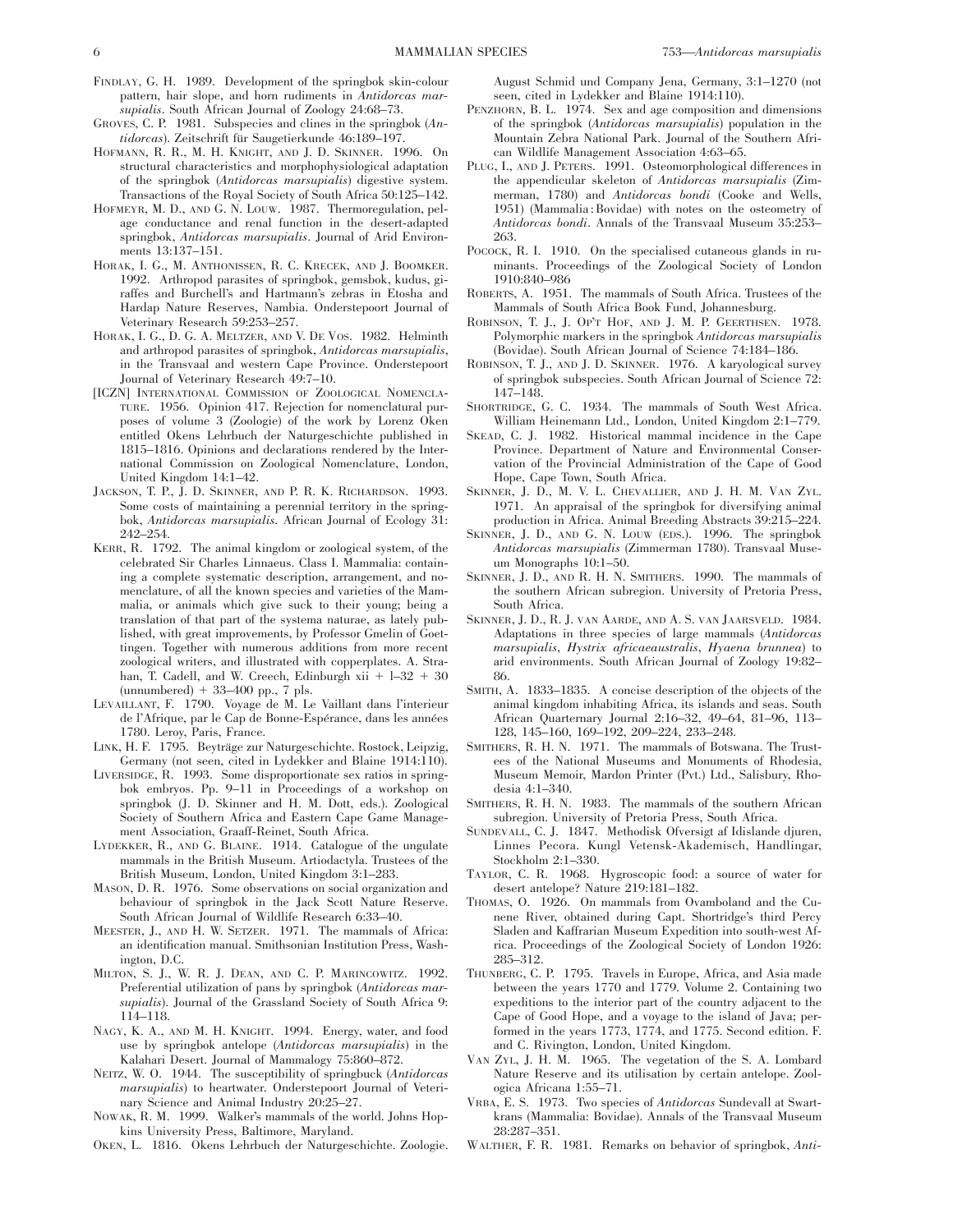Findlay, G. H. 1989. Development of the springbok skin-colour pattern, hair slope, and horn rudiments in *Antidorcas marsupialis*. South African Journal of Zoology 24:68–73.

Groves, C. P. 1981. Subspecies and clines in the springbok (*Antidorcas*). Zeitschrift für Saugetierkunde 46:189–197.

Hofmann, R. R., M. H. Knight, and J. D. Skinner. 1996. On structural characteristics and morphophysiological adaptation of the springbok (*Antidorcas marsupialis*) digestive system. Transactions of the Royal Society of South Africa 50:125–142.

Hofmeyr, M. D., and G. N. Louw. 1987. Thermoregulation, pelage conductance and renal function in the desert-adapted springbok, *Antidorcas marsupialis*. Journal of Arid Environments 13:137–151.

Horak, I. G., M. Anthonissen, R. C. Krecek, and J. Boomker. 1992. Arthropod parasites of springbok, gemsbok, kudus, giraffes and Burchell's and Hartmann's zebras in Etosha and Hardap Nature Reserves, Nambia. Onderstepoort Journal of Veterinary Research 59:253–257.

Horak, I. G., D. G. A. Meltzer, and V. De Vos. 1982. Helminth and arthropod parasites of springbok, *Antidorcas marsupialis*, in the Transvaal and western Cape Province. Onderstepoort Journal of Veterinary Research 49:7–10.

[ICZN] International Commission of Zoological Nomenclature. 1956. Opinion 417. Rejection for nomenclatural purposes of volume 3 (Zoologie) of the work by Lorenz Oken entitled Okens Lehrbuch der Naturgeschichte published in 1815–1816. Opinions and declarations rendered by the International Commission on Zoological Nomenclature, London, United Kingdom 14:1–42.

Jackson, T. P., J. D. Skinner, and P. R. K. Richardson. 1993. Some costs of maintaining a perennial territory in the springbok, *Antidorcas marsupialis*. African Journal of Ecology 31: 242–254.

Kerr, R. 1792. The animal kingdom or zoological system, of the celebrated Sir Charles Linnaeus. Class I. Mammalia: containing a complete systematic description, arrangement, and nomenclature, of all the known species and varieties of the Mammalia, or animals which give suck to their young; being a translation of that part of the systema naturae, as lately published, with great improvements, by Professor Gmelin of Goettingen. Together with numerous additions from more recent zoological writers, and illustrated with copperplates. A. Strahan, T. Cadell, and W. Creech, Edinburgh xii + l–32 + 30 (unnumbered) + 33–400 pp., 7 pls.

Levaillant, F. 1790. Voyage de M. Le Vaillant dans l'interieur de l'Afrique, par le Cap de Bonne-Espérance, dans les années 1780. Leroy, Paris, France.

Link, H. F. 1795. Beyträge zur Naturgeschichte. Rostock, Leipzig, Germany (not seen, cited in Lydekker and Blaine 1914:110).

Liversidge, R. 1993. Some disproportionate sex ratios in springbok embryos. Pp. 9–11 in Proceedings of a workshop on springbok (J. D. Skinner and H. M. Dott, eds.). Zoological Society of Southern Africa and Eastern Cape Game Management Association, Graaff-Reinet, South Africa.

Lydekker, R., and G. Blaine. 1914. Catalogue of the ungulate mammals in the British Museum. Artiodactyla. Trustees of the British Museum, London, United Kingdom 3:1–283.

Mason, D. R. 1976. Some observations on social organization and behaviour of springbok in the Jack Scott Nature Reserve. South African Journal of Wildlife Research 6:33–40.

Meester, J., and H. W. Setzer. 1971. The mammals of Africa: an identification manual. Smithsonian Institution Press, Washington, D.C.

Milton, S. J., W. R. J. Dean, and C. P. Marincowitz. 1992. Preferential utilization of pans by springbok (*Antidorcas marsupialis*). Journal of the Grassland Society of South Africa 9: 114–118.

Nagy, K. A., and M. H. Knight. 1994. Energy, water, and food use by springbok antelope (*Antidorcas marsupialis*) in the Kalahari Desert. Journal of Mammalogy 75:860–872.

Neitz, W. O. 1944. The susceptibility of springbuck (*Antidorcas marsupialis*) to heartwater. Onderstepoort Journal of Veterinary Science and Animal Industry 20:25–27.

Nowak, R. M. 1999. Walker's mammals of the world. Johns Hopkins University Press, Baltimore, Maryland.

Oken, L. 1816. Okens Lehrbuch der Naturgeschichte. Zoologie. August Schmid und Company Jena, Germany, 3:1–1270 (not seen, cited in Lydekker and Blaine 1914:110).

Penzhorn, B. L. 1974. Sex and age composition and dimensions of the springbok (*Antidorcas marsupialis*) population in the Mountain Zebra National Park. Journal of the Southern African Wildlife Management Association 4:63–65.

Plug, I., and J. Peters. 1991. Osteomorphological differences in the appendicular skeleton of *Antidorcas marsupialis* (Zimmerman, 1780) and *Antidorcas bondi* (Cooke and Wells, 1951) (Mammalia: Bovidae) with notes on the osteometry of *Antidorcas bondi*. Annals of the Transvaal Museum 35:253–263.

Pocock, R. I. 1910. On the specialised cutaneous glands in ruminants. Proceedings of the Zoological Society of London 1910:840–986

Roberts, A. 1951. The mammals of South Africa. Trustees of the Mammals of South Africa Book Fund, Johannesburg.

Robinson, T. J., J. Op't Hof, and J. M. P. Geerthsen. 1978. Polymorphic markers in the springbok *Antidorcas marsupialis* (Bovidae). South African Journal of Science 74:184–186.

Robinson, T. J., and J. D. Skinner. 1976. A karyological survey of springbok subspecies. South African Journal of Science 72: 147–148.

Shortridge, G. C. 1934. The mammals of South West Africa. William Heinemann Ltd., London, United Kingdom 2:1–779.

Skead, C. J. 1982. Historical mammal incidence in the Cape Province. Department of Nature and Environmental Conservation of the Provincial Administration of the Cape of Good Hope, Cape Town, South Africa.

Skinner, J. D., M. V. L. Chevallier, and J. H. M. Van Zyl. 1971. An appraisal of the springbok for diversifying animal production in Africa. Animal Breeding Abstracts 39:215–224.

Skinner, J. D., and G. N. Louw (eds.). 1996. The springbok *Antidorcas marsupialis* (Zimmerman 1780). Transvaal Museum Monographs 10:1–50.

Skinner, J. D., and R. H. N. Smithers. 1990. The mammals of the southern African subregion. University of Pretoria Press, South Africa.

Skinner, J. D., R. J. van Aarde, and A. S. van Jaarsveld. 1984. Adaptations in three species of large mammals (*Antidorcas marsupialis*, *Hystrix africaeaustralis*, *Hyaena brunnea*) to arid environments. South African Journal of Zoology 19:82–86.

Smith, A. 1833–1835. A concise description of the objects of the animal kingdom inhabiting Africa, its islands and seas. South African Quarternary Journal 2:16–32, 49–64, 81–96, 113–128, 145–160, 169–192, 209–224, 233–248.

Smithers, R. H. N. 1971. The mammals of Botswana. The Trustees of the National Museums and Monuments of Rhodesia, Museum Memoir, Mardon Printer (Pvt.) Ltd., Salisbury, Rhodesia 4:1–340.

Smithers, R. H. N. 1983. The mammals of the southern African subregion. University of Pretoria Press, South Africa.

Sundevall, C. J. 1847. Methodisk Ofversigt af Idislande djuren, Linnes Pecora. Kungl Vetensk-Akademisch, Handlingar, Stockholm 2:1–330.

Taylor, C. R. 1968. Hygroscopic food: a source of water for desert antelope? Nature 219:181–182.

Thomas, O. 1926. On mammals from Ovamboland and the Cunene River, obtained during Capt. Shortridge's third Percy Sladen and Kaffrarian Museum Expedition into south-west Africa. Proceedings of the Zoological Society of London 1926: 285–312.

Thunberg, C. P. 1795. Travels in Europe, Africa, and Asia made between the years 1770 and 1779. Volume 2. Containing two expeditions to the interior part of the country adjacent to the Cape of Good Hope, and a voyage to the island of Java; performed in the years 1773, 1774, and 1775. Second edition. F. and C. Rivington, London, United Kingdom.

Van Zyl, J. H. M. 1965. The vegetation of the S. A. Lombard Nature Reserve and its utilisation by certain antelope. Zoologica Africana 1:55–71.

Vrba, E. S. 1973. Two species of *Antidorcas* Sundevall at Swartkrans (Mammalia: Bovidae). Annals of the Transvaal Museum 28:287–351.

Walther, F. R. 1981. Remarks on behavior of springbok, *Anti-*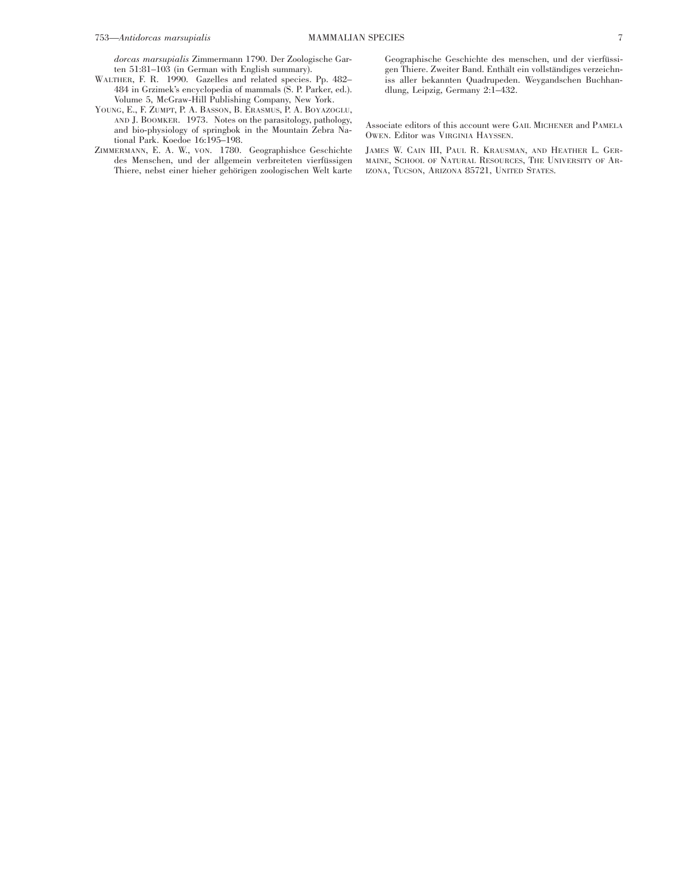*dorcas marsupialis* Zimmermann 1790. Der Zoologische Garten 51:81–103 (in German with English summary).

Walther, F. R. 1990. Gazelles and related species. Pp. 482–484 in Grzimek's encyclopedia of mammals (S. P. Parker, ed.). Volume 5, McGraw-Hill Publishing Company, New York.

Young, E., F. Zumpt, P. A. Basson, B. Erasmus, P. A. Boyazoglu, and J. Boomker. 1973. Notes on the parasitology, pathology, and bio-physiology of springbok in the Mountain Zebra National Park. Koedoe 16:195–198.

Zimmermann, E. A. W., von. 1780. Geographishce Geschichte des Menschen, und der allgemein verbreiteten vierfüssigen Thiere, nebst einer hieher gehörigen zoologischen Welt karte Geographische Geschichte des menschen, und der vierfüssigen Thiere. Zweiter Band. Enthält ein vollständiges verzeichniss aller bekannten Quadrupeden. Weygandschen Buchhandlung, Leipzig, Germany 2:1–432.

Associate editors of this account were Gail Michener and Pamela Owen. Editor was Virginia Hayssen.

James W. Cain III, Paul R. Krausman, and Heather L. Germaine, School of Natural Resources, The University of Arizona, Tucson, Arizona 85721, United States.